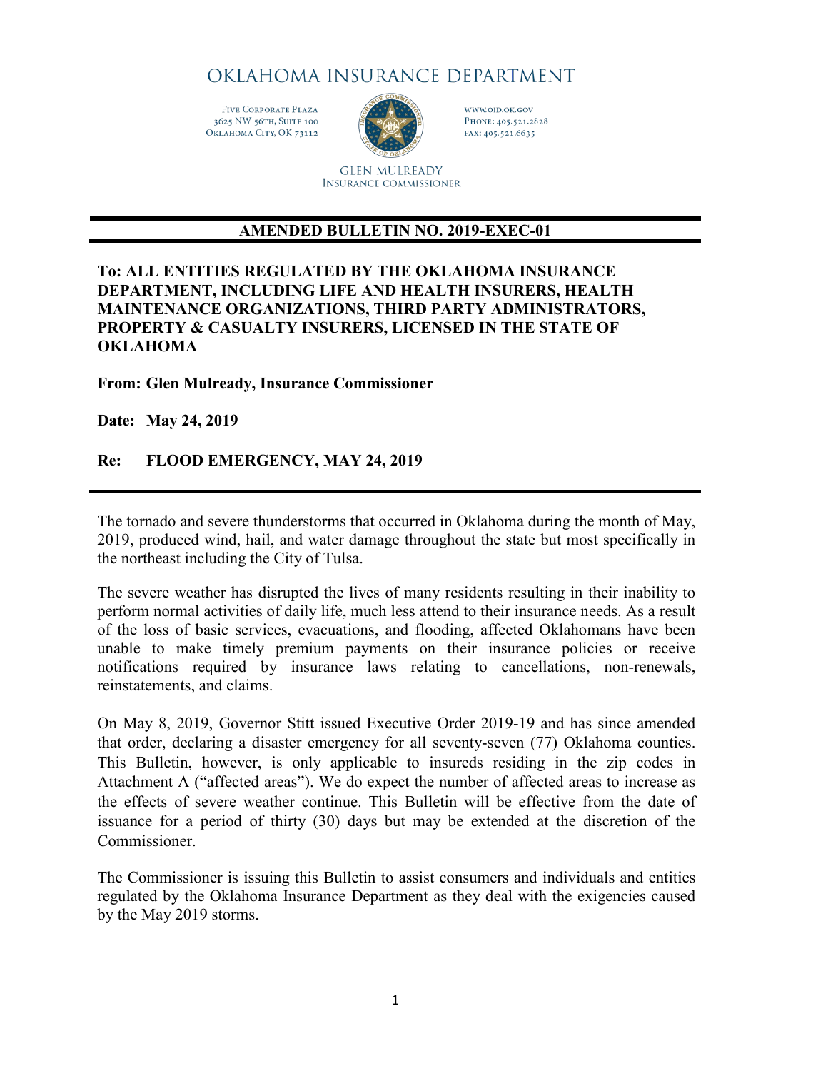# OKLAHOMA INSURANCE DEPARTMENT

FIVE CORPORATE PLAZA
3625 NW 56TH, SUITE 100
OKLAHOMA CITY, OK 73112

WWW.OID.OK.GOV
PHONE: 405.521.2828
FAX: 405.521.6635

GLEN MULREADY
INSURANCE COMMISSIONER

## AMENDED BULLETIN NO. 2019-EXEC-01

**To: ALL ENTITIES REGULATED BY THE OKLAHOMA INSURANCE DEPARTMENT, INCLUDING LIFE AND HEALTH INSURERS, HEALTH MAINTENANCE ORGANIZATIONS, THIRD PARTY ADMINISTRATORS, PROPERTY & CASUALTY INSURERS, LICENSED IN THE STATE OF OKLAHOMA**

**From: Glen Mulready, Insurance Commissioner**

**Date: May 24, 2019**

**Re: FLOOD EMERGENCY, MAY 24, 2019**

---

The tornado and severe thunderstorms that occurred in Oklahoma during the month of May, 2019, produced wind, hail, and water damage throughout the state but most specifically in the northeast including the City of Tulsa.

The severe weather has disrupted the lives of many residents resulting in their inability to perform normal activities of daily life, much less attend to their insurance needs. As a result of the loss of basic services, evacuations, and flooding, affected Oklahomans have been unable to make timely premium payments on their insurance policies or receive notifications required by insurance laws relating to cancellations, non-renewals, reinstatements, and claims.

On May 8, 2019, Governor Stitt issued Executive Order 2019-19 and has since amended that order, declaring a disaster emergency for all seventy-seven (77) Oklahoma counties. This Bulletin, however, is only applicable to insureds residing in the zip codes in Attachment A ("affected areas"). We do expect the number of affected areas to increase as the effects of severe weather continue. This Bulletin will be effective from the date of issuance for a period of thirty (30) days but may be extended at the discretion of the Commissioner.

The Commissioner is issuing this Bulletin to assist consumers and individuals and entities regulated by the Oklahoma Insurance Department as they deal with the exigencies caused by the May 2019 storms.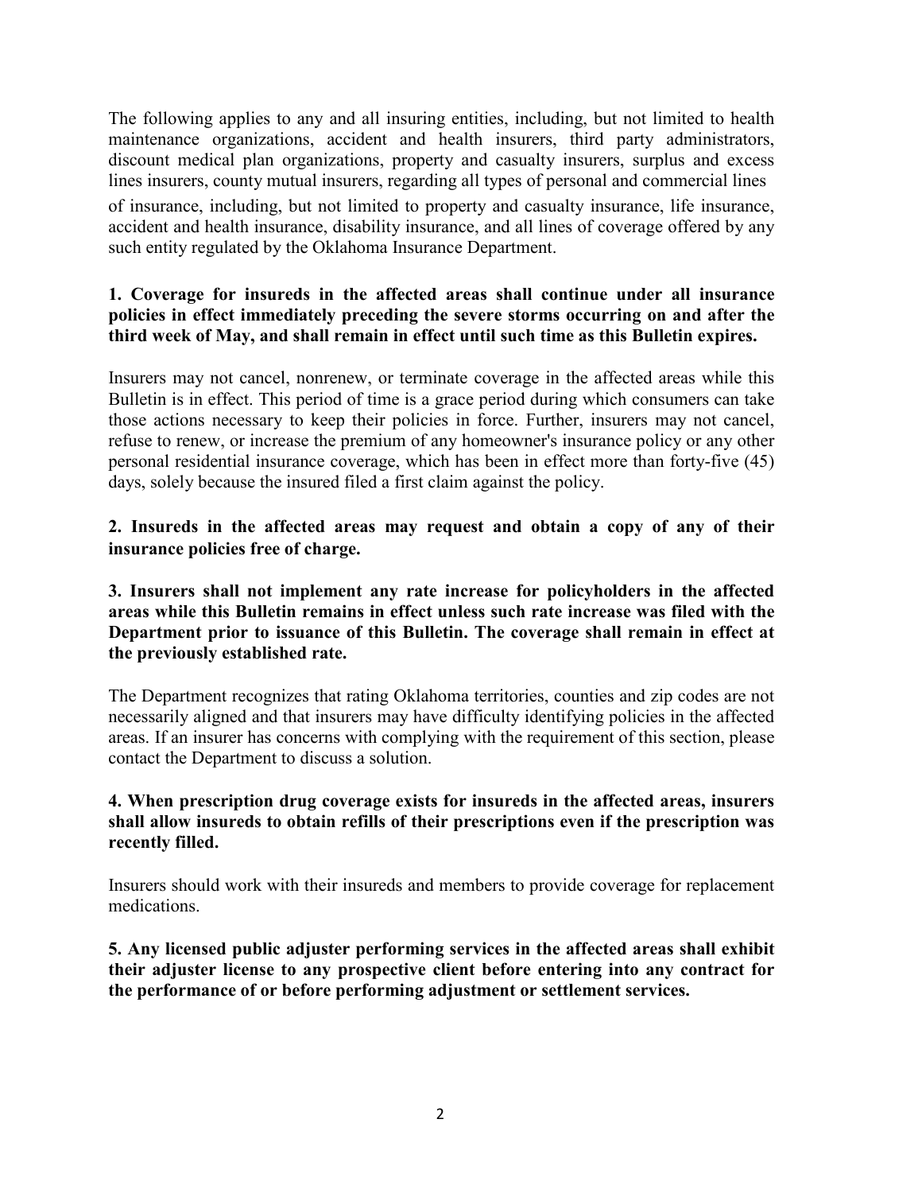The following applies to any and all insuring entities, including, but not limited to health maintenance organizations, accident and health insurers, third party administrators, discount medical plan organizations, property and casualty insurers, surplus and excess lines insurers, county mutual insurers, regarding all types of personal and commercial lines of insurance, including, but not limited to property and casualty insurance, life insurance, accident and health insurance, disability insurance, and all lines of coverage offered by any such entity regulated by the Oklahoma Insurance Department.

**1. Coverage for insureds in the affected areas shall continue under all insurance policies in effect immediately preceding the severe storms occurring on and after the third week of May, and shall remain in effect until such time as this Bulletin expires.**

Insurers may not cancel, nonrenew, or terminate coverage in the affected areas while this Bulletin is in effect. This period of time is a grace period during which consumers can take those actions necessary to keep their policies in force. Further, insurers may not cancel, refuse to renew, or increase the premium of any homeowner's insurance policy or any other personal residential insurance coverage, which has been in effect more than forty-five (45) days, solely because the insured filed a first claim against the policy.

**2. Insureds in the affected areas may request and obtain a copy of any of their insurance policies free of charge.**

**3. Insurers shall not implement any rate increase for policyholders in the affected areas while this Bulletin remains in effect unless such rate increase was filed with the Department prior to issuance of this Bulletin. The coverage shall remain in effect at the previously established rate.**

The Department recognizes that rating Oklahoma territories, counties and zip codes are not necessarily aligned and that insurers may have difficulty identifying policies in the affected areas. If an insurer has concerns with complying with the requirement of this section, please contact the Department to discuss a solution.

**4. When prescription drug coverage exists for insureds in the affected areas, insurers shall allow insureds to obtain refills of their prescriptions even if the prescription was recently filled.**

Insurers should work with their insureds and members to provide coverage for replacement medications.

**5. Any licensed public adjuster performing services in the affected areas shall exhibit their adjuster license to any prospective client before entering into any contract for the performance of or before performing adjustment or settlement services.**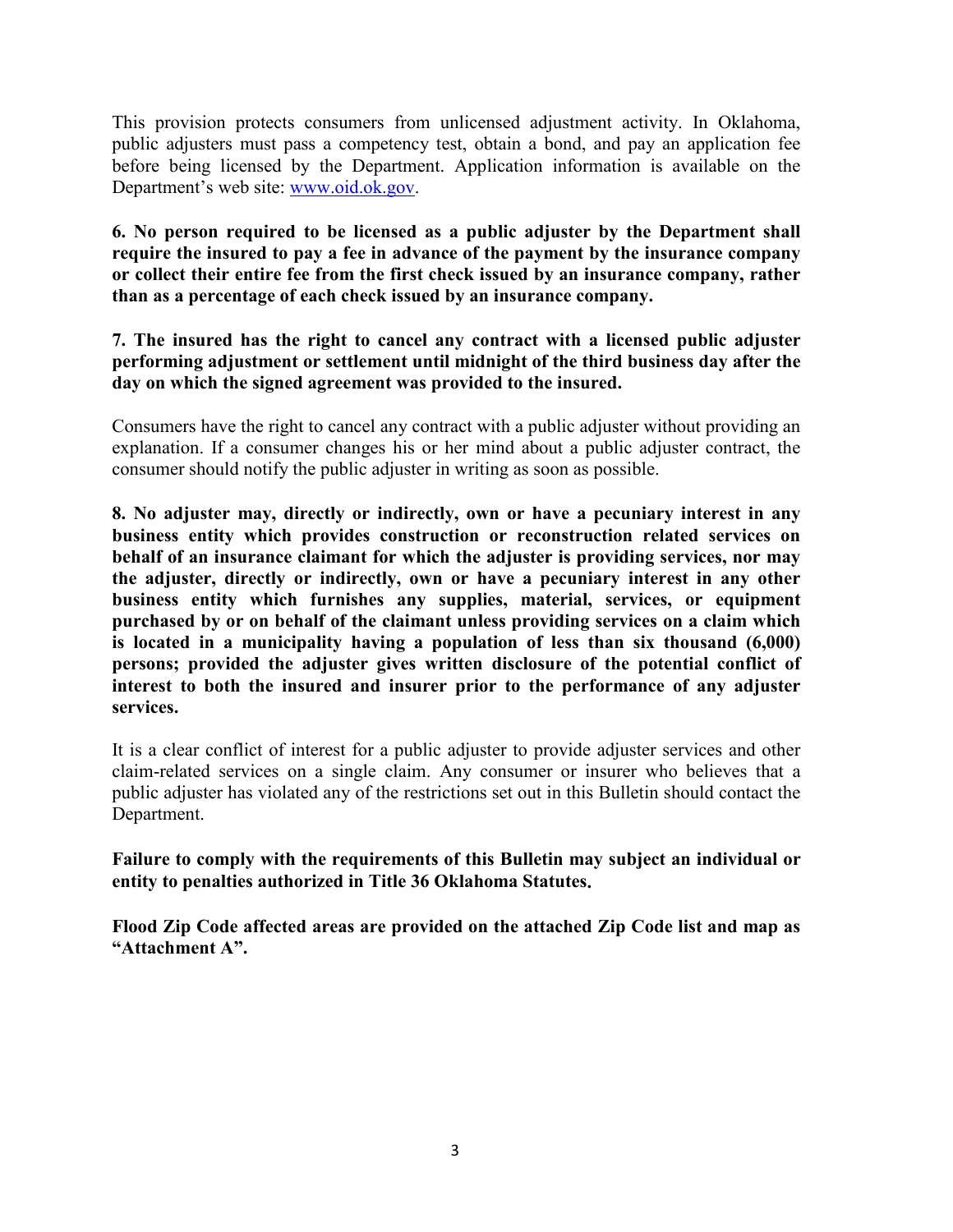This provision protects consumers from unlicensed adjustment activity. In Oklahoma, public adjusters must pass a competency test, obtain a bond, and pay an application fee before being licensed by the Department. Application information is available on the Department's web site: [www.oid.ok.gov](http://www.oid.ok.gov).

**6. No person required to be licensed as a public adjuster by the Department shall require the insured to pay a fee in advance of the payment by the insurance company or collect their entire fee from the first check issued by an insurance company, rather than as a percentage of each check issued by an insurance company.**

**7. The insured has the right to cancel any contract with a licensed public adjuster performing adjustment or settlement until midnight of the third business day after the day on which the signed agreement was provided to the insured.**

Consumers have the right to cancel any contract with a public adjuster without providing an explanation. If a consumer changes his or her mind about a public adjuster contract, the consumer should notify the public adjuster in writing as soon as possible.

**8. No adjuster may, directly or indirectly, own or have a pecuniary interest in any business entity which provides construction or reconstruction related services on behalf of an insurance claimant for which the adjuster is providing services, nor may the adjuster, directly or indirectly, own or have a pecuniary interest in any other business entity which furnishes any supplies, material, services, or equipment purchased by or on behalf of the claimant unless providing services on a claim which is located in a municipality having a population of less than six thousand (6,000) persons; provided the adjuster gives written disclosure of the potential conflict of interest to both the insured and insurer prior to the performance of any adjuster services.**

It is a clear conflict of interest for a public adjuster to provide adjuster services and other claim-related services on a single claim. Any consumer or insurer who believes that a public adjuster has violated any of the restrictions set out in this Bulletin should contact the Department.

**Failure to comply with the requirements of this Bulletin may subject an individual or entity to penalties authorized in Title 36 Oklahoma Statutes.**

**Flood Zip Code affected areas are provided on the attached Zip Code list and map as "Attachment A".**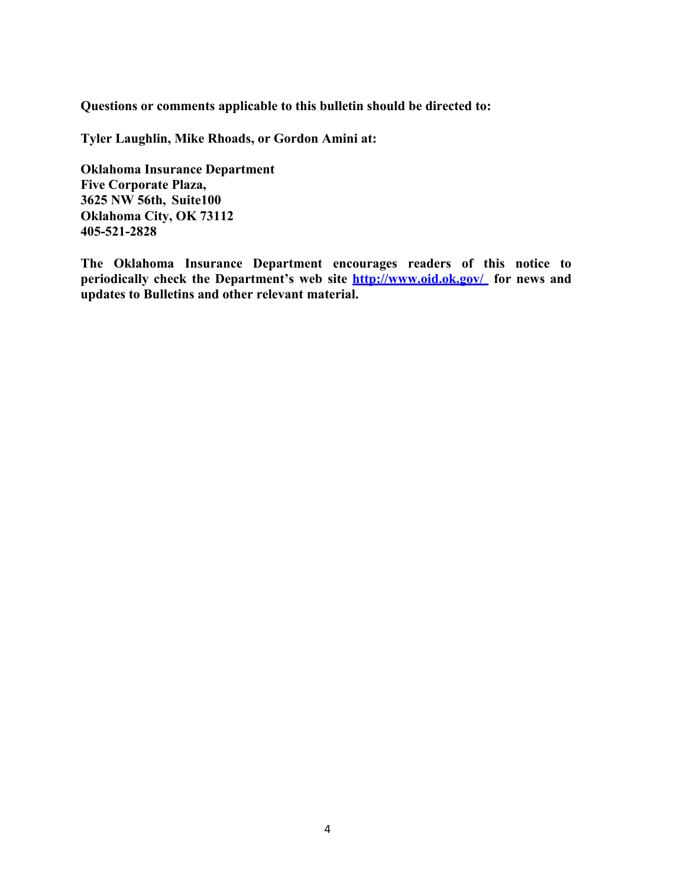**Questions or comments applicable to this bulletin should be directed to:**

**Tyler Laughlin, Mike Rhoads, or Gordon Amini at:**

**Oklahoma Insurance Department**
**Five Corporate Plaza,**
**3625 NW 56th, Suite100**
**Oklahoma City, OK 73112**
**405-521-2828**

**The Oklahoma Insurance Department encourages readers of this notice to periodically check the Department's web site [http://www.oid.ok.gov/](http://www.oid.ok.gov/) for news and updates to Bulletins and other relevant material.**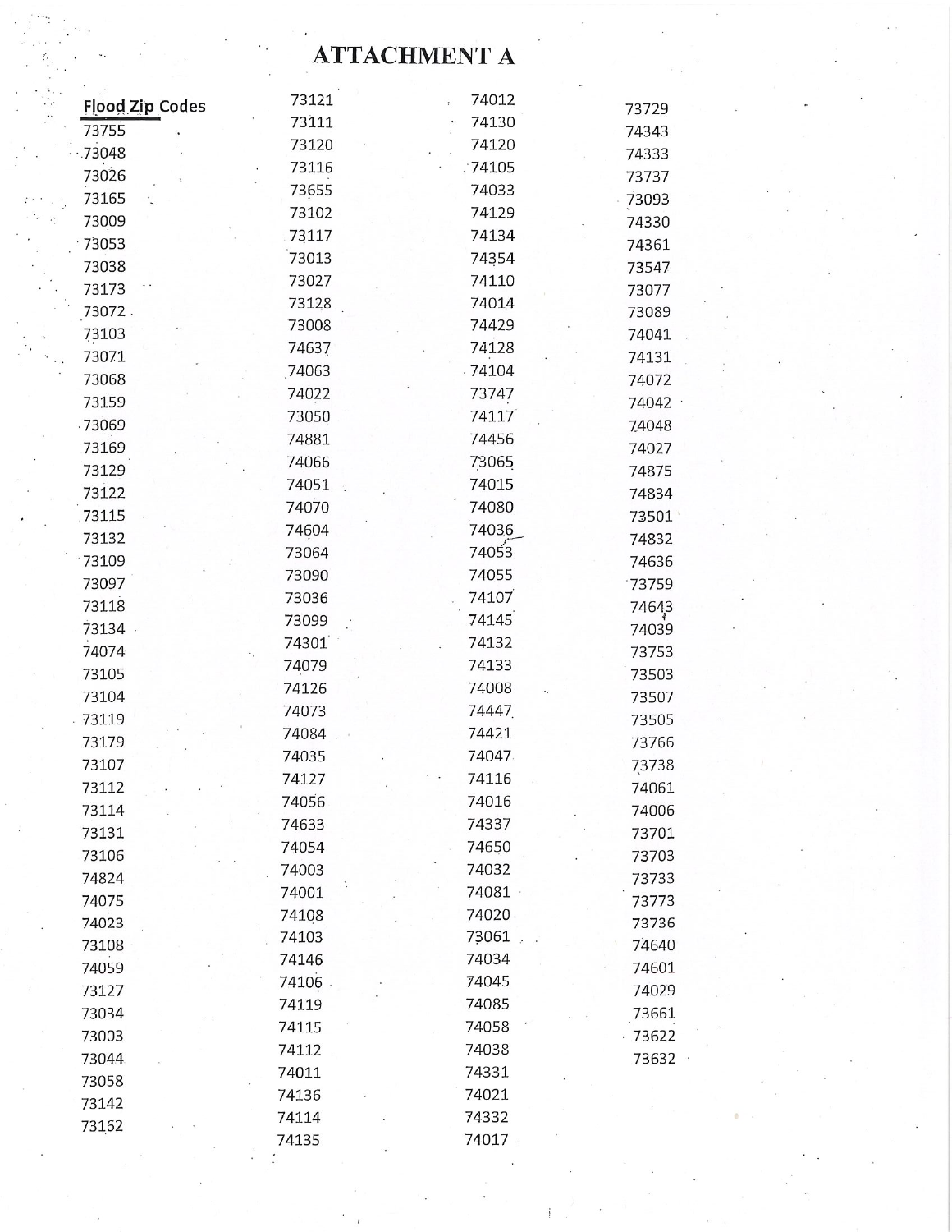# ATTACHMENT A

**Flood Zip Codes**

73755
73048
73026
73165
73009
73053
73038
73173
73072
73103
73071
73068
73159
73069
73169
73129
73122
73115
73132
73109
73097
73118
73134
74074
73105
73104
73119
73179
73107
73112
73114
73131
73106
74824
74075
74023
73108
74059
73127
73034
73003
73044
73058
73142
73162

73121
73111
73120
73116
73655
73102
73117
73013
73027
73128
73008
74637
74063
74022
73050
74881
74066
74051
74070
74604
73064
73090
73036
73099
74301
74079
74126
74073
74084
74035
74127
74056
74633
74054
74003
74001
74108
74103
74146
74106
74119
74115
74112
74011
74136
74114
74135

74012
74130
74120
74105
74033
74129
74134
74354
74110
74014
74429
74128
74104
73747
74117
74456
73065
74015
74080
74036
74053
74055
74107
74145
74132
74133
74008
74447
74421
74047
74116
74016
74337
74650
74032
74081
74020
73061
74034
74045
74085
74058
74038
74331
74021
74332
74017

73729
74343
74333
73737
73093
74330
74361
73547
73077
73089
74041
74131
74072
74042
74048
74027
74875
74834
73501
74832
74636
73759
74643
74039
73753
73503
73507
73505
73766
73738
74061
74006
73701
73703
73733
73773
73736
74640
74601
74029
73661
73622
73632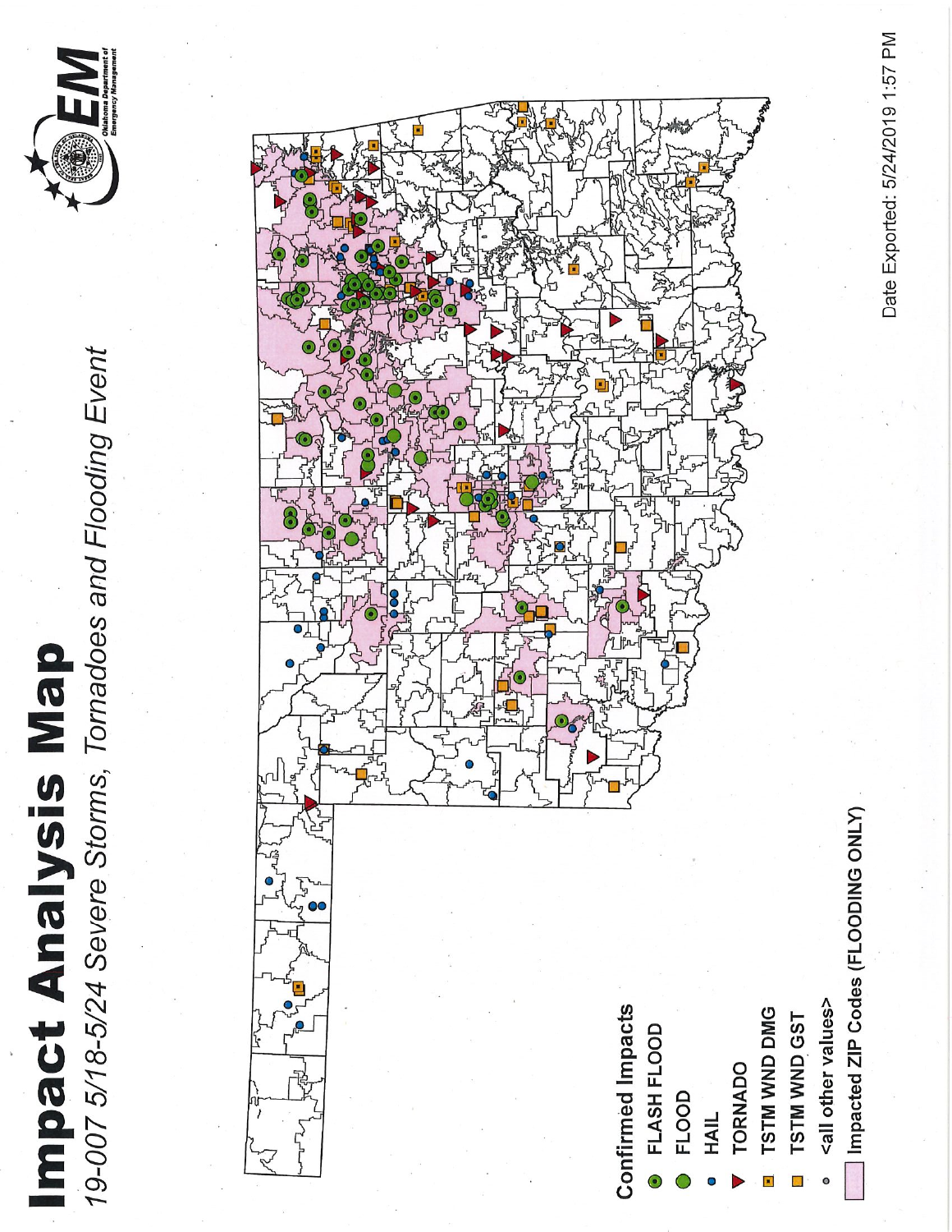# Impact Analysis Map

*19-007 5/18-5/24 Severe Storms, Tornadoes and Flooding Event*

Oklahoma Department of Emergency Management

**Confirmed Impacts**

- FLASH FLOOD
- FLOOD
- HAIL
- TORNADO
- TSTM WND DMG
- TSTM WND GST
- <all other values>

Impacted ZIP Codes (FLOODING ONLY)

Date Exported: 5/24/2019 1:57 PM